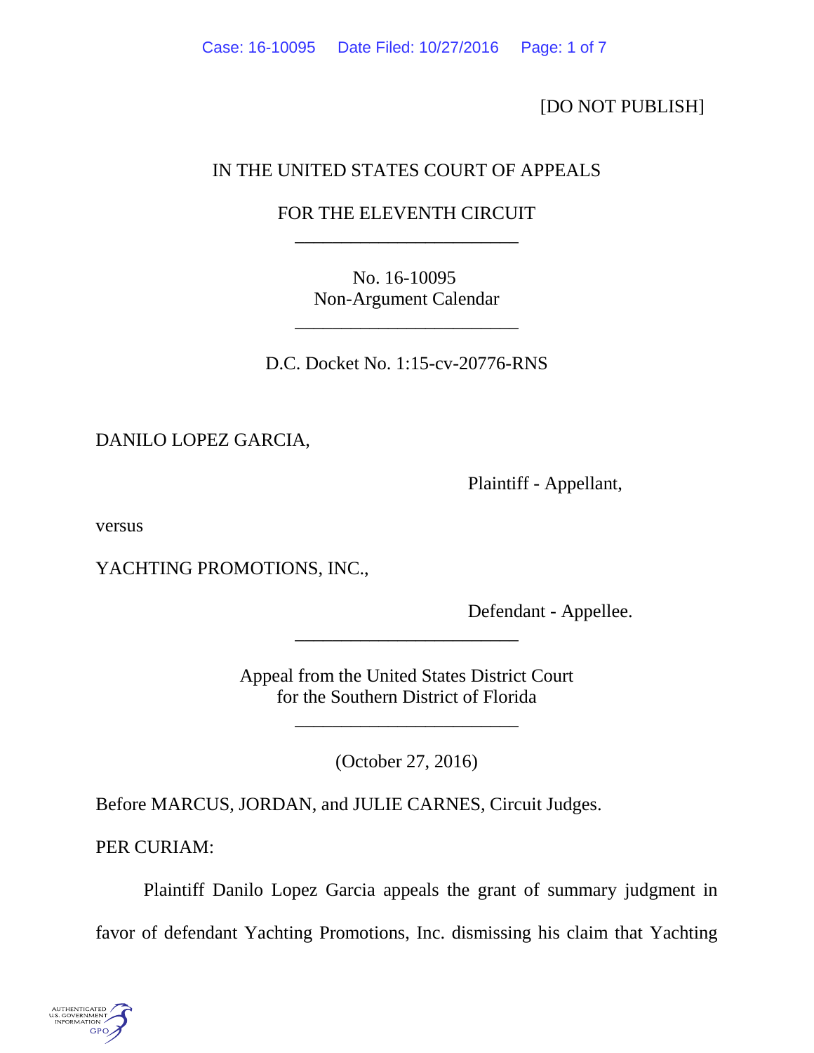[DO NOT PUBLISH]

IN THE UNITED STATES COURT OF APPEALS

FOR THE ELEVENTH CIRCUIT

---

No. 16-10095
Non-Argument Calendar

---

D.C. Docket No. 1:15-cv-20776-RNS

DANILO LOPEZ GARCIA,

Plaintiff - Appellant,

versus

YACHTING PROMOTIONS, INC.,

Defendant - Appellee.

---

Appeal from the United States District Court
for the Southern District of Florida

---

(October 27, 2016)

Before MARCUS, JORDAN, and JULIE CARNES, Circuit Judges.

PER CURIAM:

Plaintiff Danilo Lopez Garcia appeals the grant of summary judgment in favor of defendant Yachting Promotions, Inc. dismissing his claim that Yachting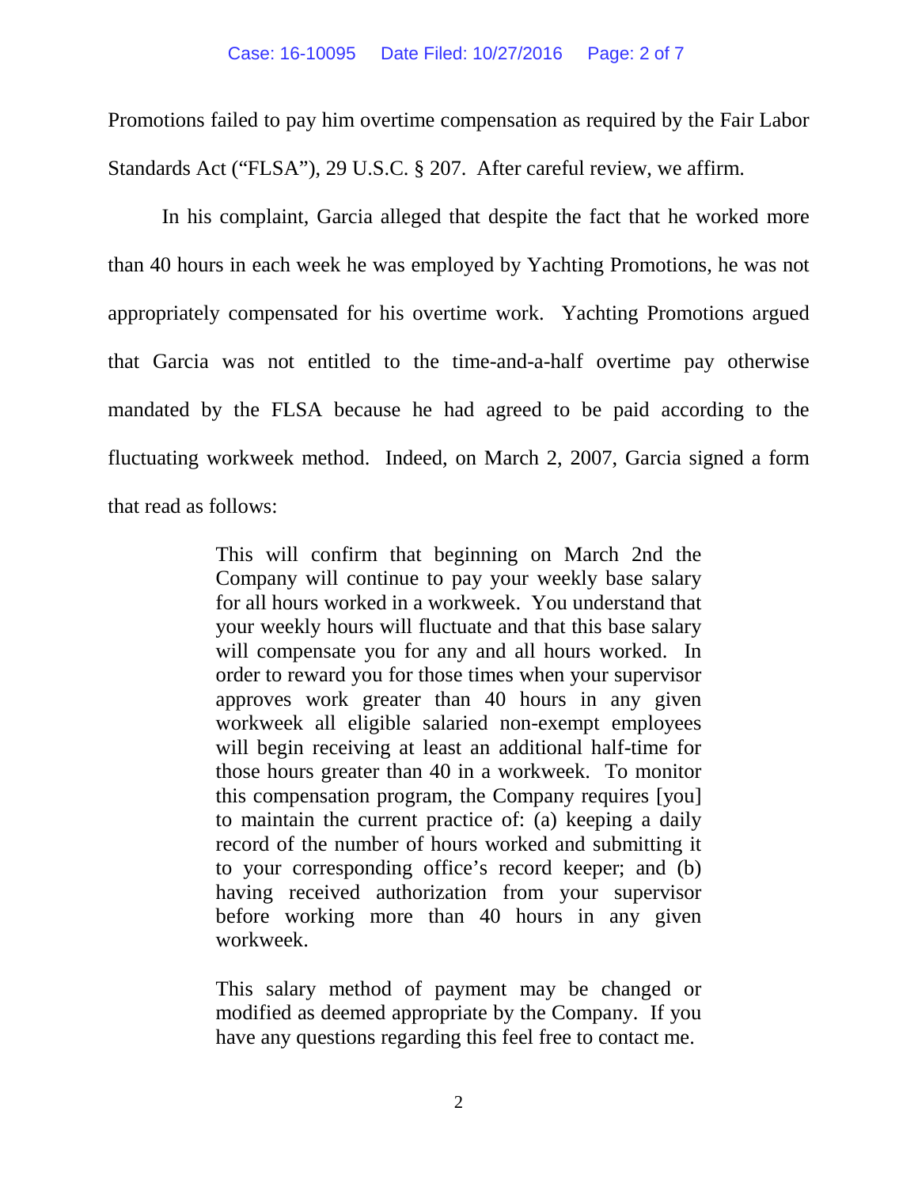Promotions failed to pay him overtime compensation as required by the Fair Labor Standards Act ("FLSA"), 29 U.S.C. § 207. After careful review, we affirm.

In his complaint, Garcia alleged that despite the fact that he worked more than 40 hours in each week he was employed by Yachting Promotions, he was not appropriately compensated for his overtime work. Yachting Promotions argued that Garcia was not entitled to the time-and-a-half overtime pay otherwise mandated by the FLSA because he had agreed to be paid according to the fluctuating workweek method. Indeed, on March 2, 2007, Garcia signed a form that read as follows:

> This will confirm that beginning on March 2nd the Company will continue to pay your weekly base salary for all hours worked in a workweek. You understand that your weekly hours will fluctuate and that this base salary will compensate you for any and all hours worked. In order to reward you for those times when your supervisor approves work greater than 40 hours in any given workweek all eligible salaried non-exempt employees will begin receiving at least an additional half-time for those hours greater than 40 in a workweek. To monitor this compensation program, the Company requires [you] to maintain the current practice of: (a) keeping a daily record of the number of hours worked and submitting it to your corresponding office's record keeper; and (b) having received authorization from your supervisor before working more than 40 hours in any given workweek.
>
> This salary method of payment may be changed or modified as deemed appropriate by the Company. If you have any questions regarding this feel free to contact me.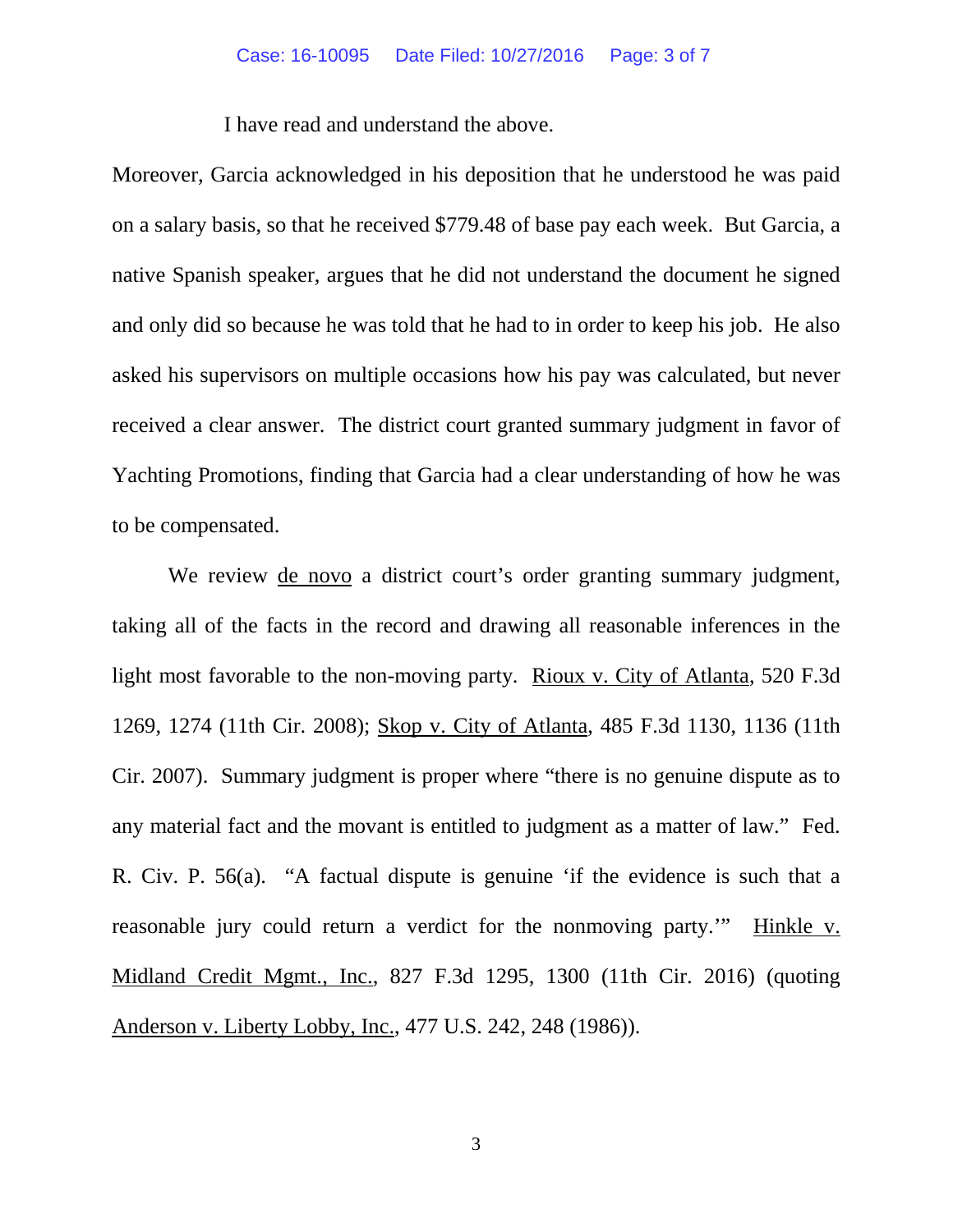I have read and understand the above.

Moreover, Garcia acknowledged in his deposition that he understood he was paid on a salary basis, so that he received $779.48 of base pay each week. But Garcia, a native Spanish speaker, argues that he did not understand the document he signed and only did so because he was told that he had to in order to keep his job. He also asked his supervisors on multiple occasions how his pay was calculated, but never received a clear answer. The district court granted summary judgment in favor of Yachting Promotions, finding that Garcia had a clear understanding of how he was to be compensated.

We review de novo a district court's order granting summary judgment, taking all of the facts in the record and drawing all reasonable inferences in the light most favorable to the non-moving party. Rioux v. City of Atlanta, 520 F.3d 1269, 1274 (11th Cir. 2008); Skop v. City of Atlanta, 485 F.3d 1130, 1136 (11th Cir. 2007). Summary judgment is proper where "there is no genuine dispute as to any material fact and the movant is entitled to judgment as a matter of law." Fed. R. Civ. P. 56(a). "A factual dispute is genuine 'if the evidence is such that a reasonable jury could return a verdict for the nonmoving party.'" Hinkle v. Midland Credit Mgmt., Inc., 827 F.3d 1295, 1300 (11th Cir. 2016) (quoting Anderson v. Liberty Lobby, Inc., 477 U.S. 242, 248 (1986)).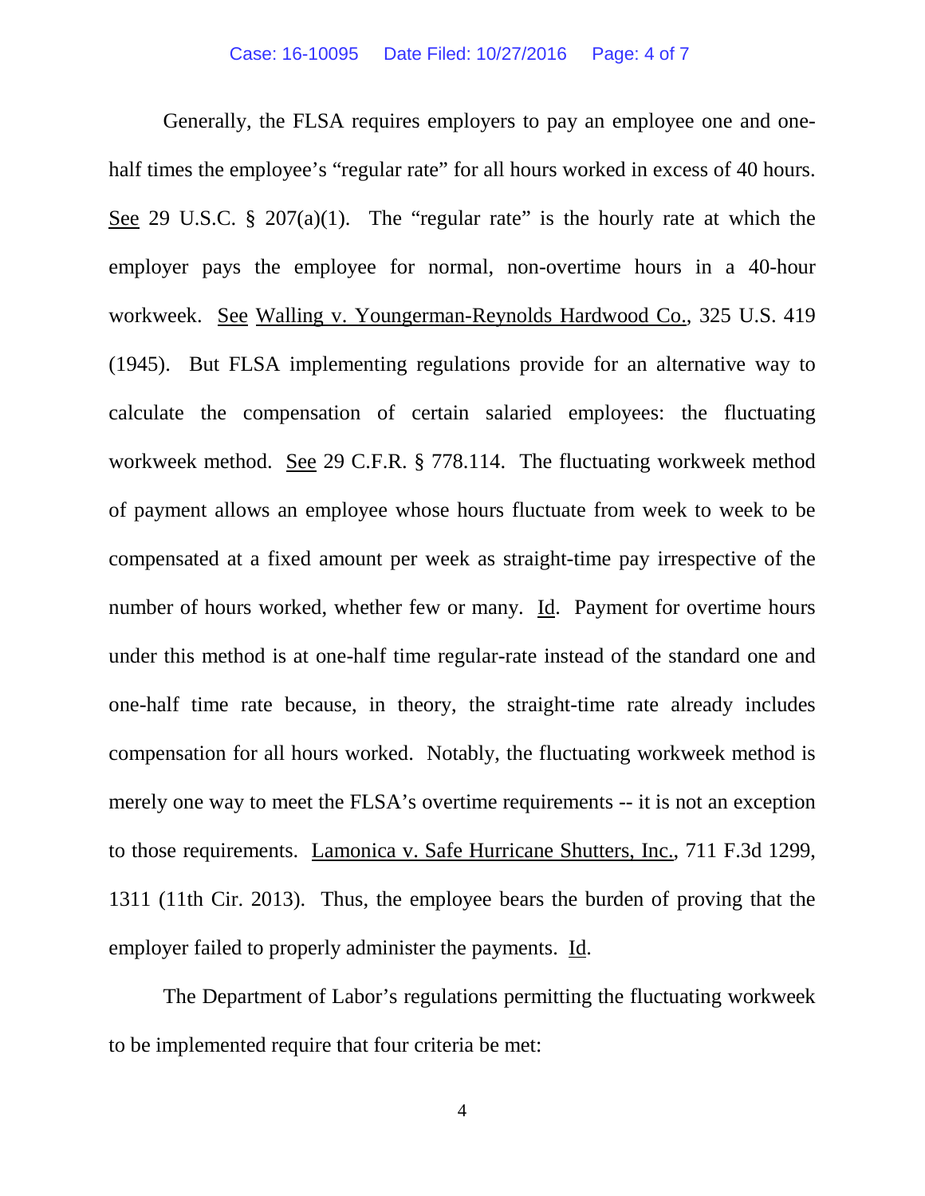Generally, the FLSA requires employers to pay an employee one and one-half times the employee's "regular rate" for all hours worked in excess of 40 hours. See 29 U.S.C. § 207(a)(1). The "regular rate" is the hourly rate at which the employer pays the employee for normal, non-overtime hours in a 40-hour workweek. See Walling v. Youngerman-Reynolds Hardwood Co., 325 U.S. 419 (1945). But FLSA implementing regulations provide for an alternative way to calculate the compensation of certain salaried employees: the fluctuating workweek method. See 29 C.F.R. § 778.114. The fluctuating workweek method of payment allows an employee whose hours fluctuate from week to week to be compensated at a fixed amount per week as straight-time pay irrespective of the number of hours worked, whether few or many. Id. Payment for overtime hours under this method is at one-half time regular-rate instead of the standard one and one-half time rate because, in theory, the straight-time rate already includes compensation for all hours worked. Notably, the fluctuating workweek method is merely one way to meet the FLSA's overtime requirements -- it is not an exception to those requirements. Lamonica v. Safe Hurricane Shutters, Inc., 711 F.3d 1299, 1311 (11th Cir. 2013). Thus, the employee bears the burden of proving that the employer failed to properly administer the payments. Id.

The Department of Labor's regulations permitting the fluctuating workweek to be implemented require that four criteria be met: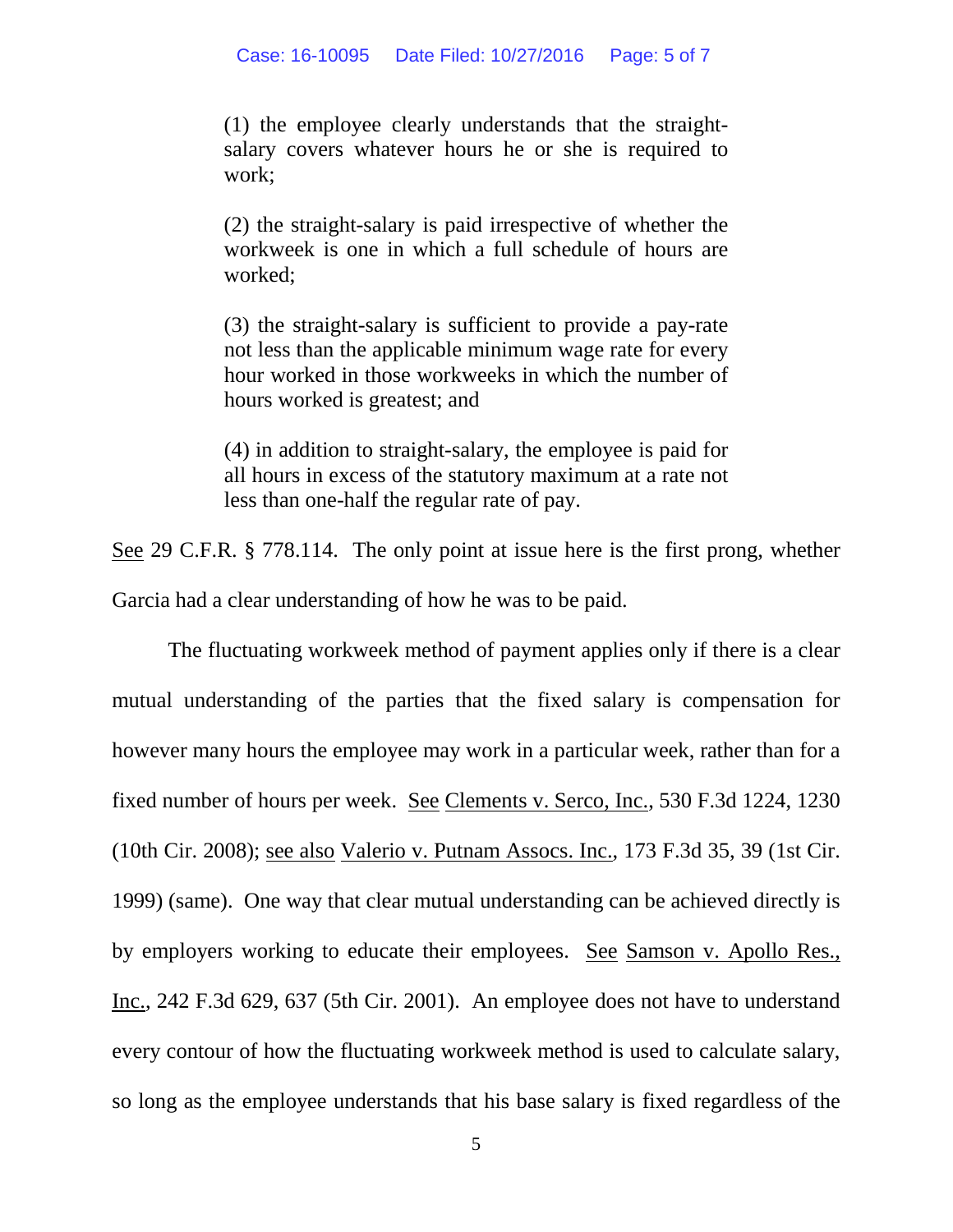> (1) the employee clearly understands that the straight-salary covers whatever hours he or she is required to work;
>
> (2) the straight-salary is paid irrespective of whether the workweek is one in which a full schedule of hours are worked;
>
> (3) the straight-salary is sufficient to provide a pay-rate not less than the applicable minimum wage rate for every hour worked in those workweeks in which the number of hours worked is greatest; and
>
> (4) in addition to straight-salary, the employee is paid for all hours in excess of the statutory maximum at a rate not less than one-half the regular rate of pay.

See 29 C.F.R. § 778.114. The only point at issue here is the first prong, whether Garcia had a clear understanding of how he was to be paid.

The fluctuating workweek method of payment applies only if there is a clear mutual understanding of the parties that the fixed salary is compensation for however many hours the employee may work in a particular week, rather than for a fixed number of hours per week. See Clements v. Serco, Inc., 530 F.3d 1224, 1230 (10th Cir. 2008); see also Valerio v. Putnam Assocs. Inc., 173 F.3d 35, 39 (1st Cir. 1999) (same). One way that clear mutual understanding can be achieved directly is by employers working to educate their employees. See Samson v. Apollo Res., Inc., 242 F.3d 629, 637 (5th Cir. 2001). An employee does not have to understand every contour of how the fluctuating workweek method is used to calculate salary, so long as the employee understands that his base salary is fixed regardless of the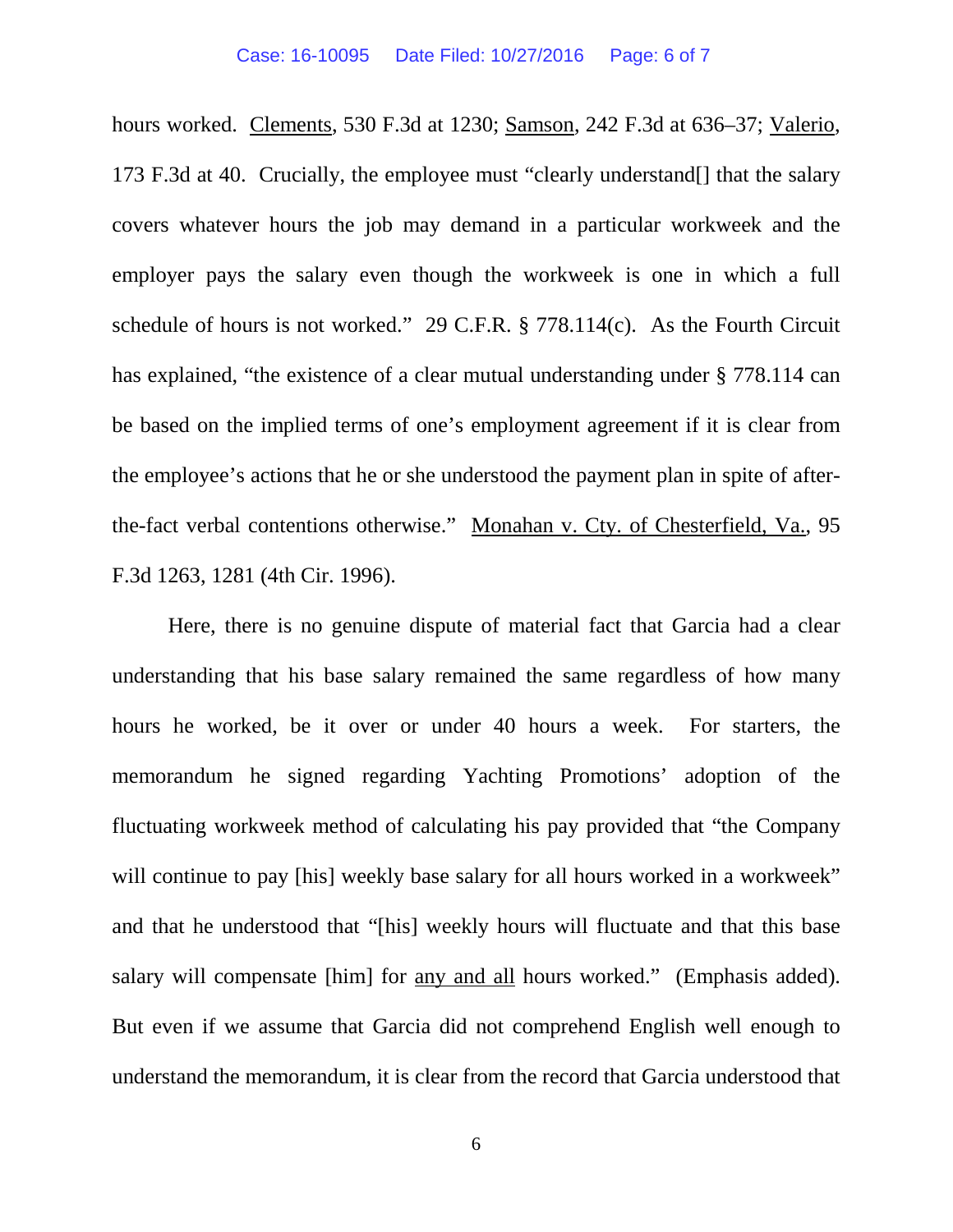hours worked. Clements, 530 F.3d at 1230; Samson, 242 F.3d at 636–37; Valerio, 173 F.3d at 40. Crucially, the employee must "clearly understand[] that the salary covers whatever hours the job may demand in a particular workweek and the employer pays the salary even though the workweek is one in which a full schedule of hours is not worked." 29 C.F.R. § 778.114(c). As the Fourth Circuit has explained, "the existence of a clear mutual understanding under § 778.114 can be based on the implied terms of one's employment agreement if it is clear from the employee's actions that he or she understood the payment plan in spite of after-the-fact verbal contentions otherwise." Monahan v. Cty. of Chesterfield, Va., 95 F.3d 1263, 1281 (4th Cir. 1996).

Here, there is no genuine dispute of material fact that Garcia had a clear understanding that his base salary remained the same regardless of how many hours he worked, be it over or under 40 hours a week. For starters, the memorandum he signed regarding Yachting Promotions' adoption of the fluctuating workweek method of calculating his pay provided that "the Company will continue to pay [his] weekly base salary for all hours worked in a workweek" and that he understood that "[his] weekly hours will fluctuate and that this base salary will compensate [him] for <u>any and all</u> hours worked." (Emphasis added). But even if we assume that Garcia did not comprehend English well enough to understand the memorandum, it is clear from the record that Garcia understood that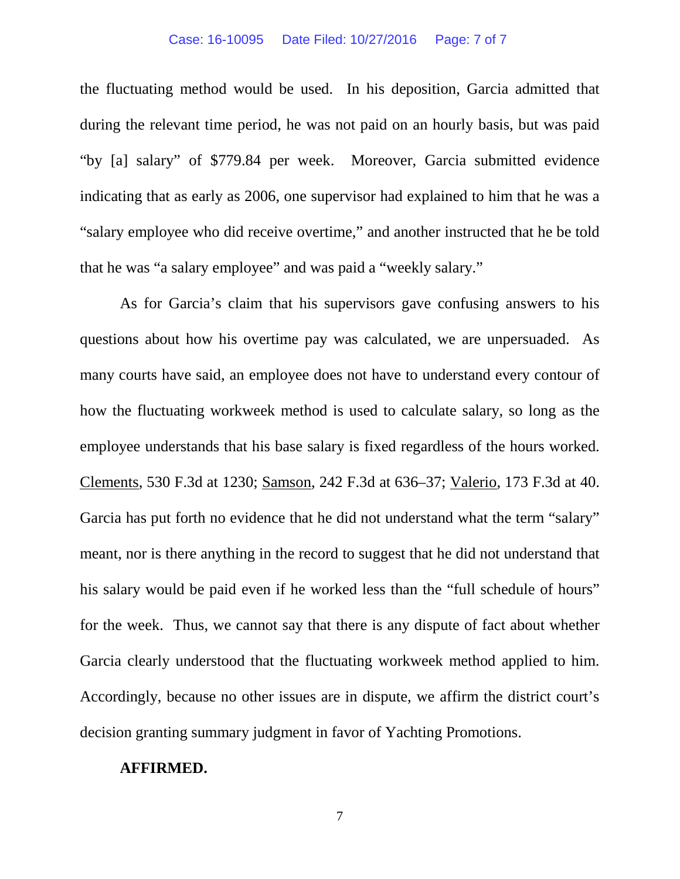the fluctuating method would be used. In his deposition, Garcia admitted that during the relevant time period, he was not paid on an hourly basis, but was paid "by [a] salary" of $779.84 per week. Moreover, Garcia submitted evidence indicating that as early as 2006, one supervisor had explained to him that he was a "salary employee who did receive overtime," and another instructed that he be told that he was "a salary employee" and was paid a "weekly salary."

As for Garcia's claim that his supervisors gave confusing answers to his questions about how his overtime pay was calculated, we are unpersuaded. As many courts have said, an employee does not have to understand every contour of how the fluctuating workweek method is used to calculate salary, so long as the employee understands that his base salary is fixed regardless of the hours worked. Clements, 530 F.3d at 1230; Samson, 242 F.3d at 636–37; Valerio, 173 F.3d at 40. Garcia has put forth no evidence that he did not understand what the term "salary" meant, nor is there anything in the record to suggest that he did not understand that his salary would be paid even if he worked less than the "full schedule of hours" for the week. Thus, we cannot say that there is any dispute of fact about whether Garcia clearly understood that the fluctuating workweek method applied to him. Accordingly, because no other issues are in dispute, we affirm the district court's decision granting summary judgment in favor of Yachting Promotions.

**AFFIRMED.**